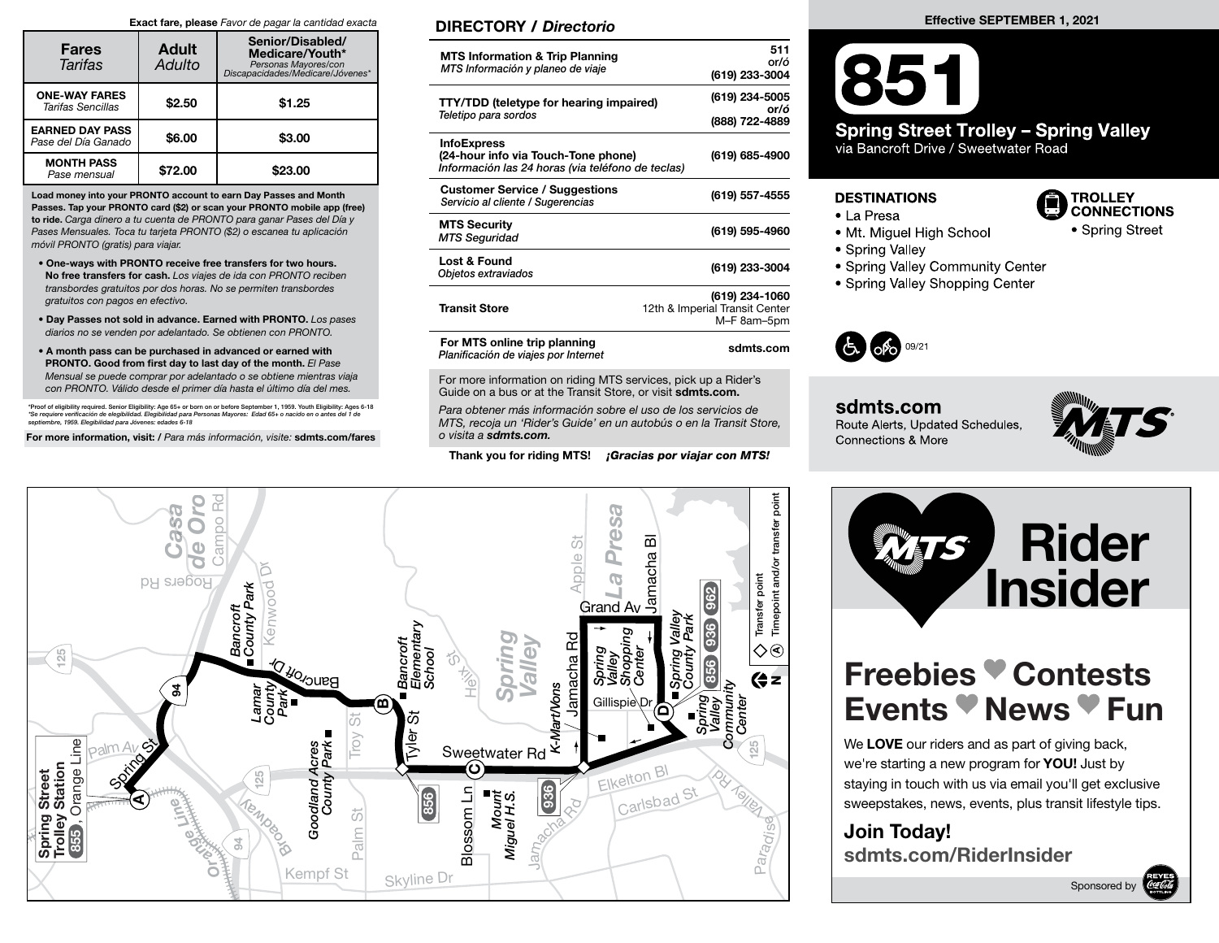Exact fare, please *Favor de pagar la cantidad exacta*

| Fares *Tarifas* | Adult *Adulto* | Senior/Disabled/ Medicare/Youth* *Personas Mayores/con Discapacidades/Medicare/Jóvenes** |
|---|---|---|
| **ONE-WAY FARES** *Tarifas Sencillas* | $2.50 | $1.25 |
| **EARNED DAY PASS** *Pase del Día Ganado* | $6.00 | $3.00 |
| **MONTH PASS** *Pase mensual* | $72.00 | $23.00 |

**Load money into your PRONTO account to earn Day Passes and Month Passes. Tap your PRONTO card ($2) or scan your PRONTO mobile app (free) to ride.** *Carga dinero a tu cuenta de PRONTO para ganar Pases del Día y Pases Mensuales. Toca tu tarjeta PRONTO ($2) o escanea tu aplicación móvil PRONTO (gratis) para viajar.*

- **One-ways with PRONTO receive free transfers for two hours. No free transfers for cash.** *Los viajes de ida con PRONTO reciben transbordes gratuitos por dos horas. No se permiten transbordes gratuitos con pagos en efectivo.*
- **Day Passes not sold in advance. Earned with PRONTO.** *Los pases diarios no se venden por adelantado. Se obtienen con PRONTO.*
- **A month pass can be purchased in advanced or earned with PRONTO. Good from first day to last day of the month.** *El Pase Mensual se puede comprar por adelantado o se obtiene mientras viaja con PRONTO. Válido desde el primer día hasta el último día del mes.*

*Proof of eligibility required. Senior Eligibility: Age 65+ or born on or before September 1, 1959. Youth Eligibility: Ages 6-18
*Se requiere verificación de elegibilidad. Elegibilidad para Personas Mayores: Edad 65+ o nacido en o antes del 1 de septiembre, 1959. Elegibilidad para Jóvenes: edades 6-18*

**For more information, visit: /** *Para más información, visite:* **sdmts.com/fares**

## DIRECTORY / *Directorio*

| | |
|---|---|
| **MTS Information & Trip Planning** *MTS Información y planeo de viaje* | 511 *or/ó* (619) 233-3004 |
| **TTY/TDD (teletype for hearing impaired)** *Teletipo para sordos* | (619) 234-5005 *or/ó* (888) 722-4889 |
| **InfoExpress (24-hour info via Touch-Tone phone)** *Información las 24 horas (via teléfono de teclas)* | (619) 685-4900 |
| **Customer Service / Suggestions** *Servicio al cliente / Sugerencias* | (619) 557-4555 |
| **MTS Security** *MTS Seguridad* | (619) 595-4960 |
| **Lost & Found** *Objetos extraviados* | (619) 233-3004 |
| **Transit Store** | (619) 234-1060 12th & Imperial Transit Center M–F 8am–5pm |
| **For MTS online trip planning** *Planificación de viajes por Internet* | sdmts.com |

For more information on riding MTS services, pick up a Rider's Guide on a bus or at the Transit Store, or visit **sdmts.com.**

*Para obtener más información sobre el uso de los servicios de MTS, recoja un 'Rider's Guide' en un autobús o en la Transit Store, o visita a* ***sdmts.com.***

**Thank you for riding MTS!** ***¡Gracias por viajar con MTS!***

**Effective SEPTEMBER 1, 2021**

# 851

## Spring Street Trolley – Spring Valley

via Bancroft Drive / Sweetwater Road

### DESTINATIONS

- La Presa
- Mt. Miguel High School
- Spring Valley
- Spring Valley Community Center
- Spring Valley Shopping Center

### TROLLEY CONNECTIONS

- Spring Street

09/21

**sdmts.com**
Route Alerts, Updated Schedules, Connections & More

# Rider Insider

## Freebies ♥ Contests Events ♥ News ♥ Fun

We **LOVE** our riders and as part of giving back, we're starting a new program for **YOU!** Just by staying in touch with us via email you'll get exclusive sweepstakes, news, events, plus transit lifestyle tips.

**Join Today!**
**sdmts.com/RiderInsider**

Sponsored by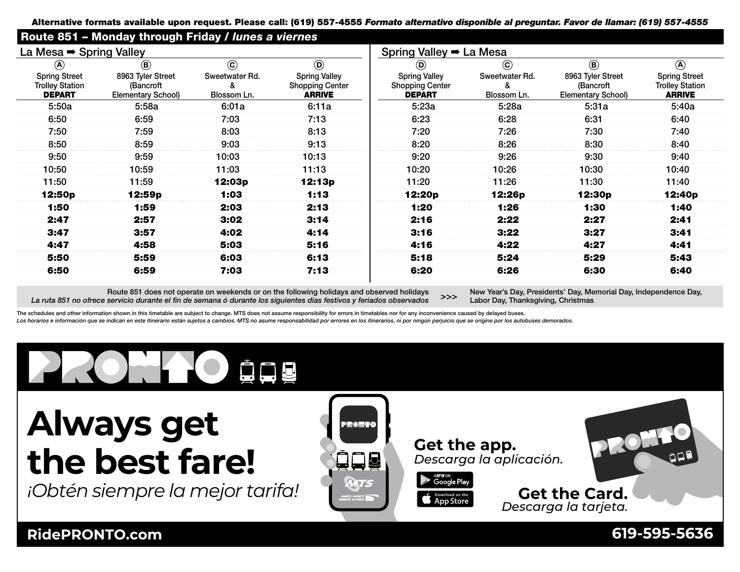Alternative formats available upon request. Please call: (619) 557-4555 *Formato alternativo disponible al preguntar. Favor de llamar: (619) 557-4555*

## Route 851 – Monday through Friday / *lunes a viernes*

### La Mesa ➡ Spring Valley

| Ⓐ Spring Street Trolley Station **DEPART** | Ⓑ 8963 Tyler Street (Bancroft Elementary School) | Ⓒ Sweetwater Rd. & Blossom Ln. | Ⓓ Spring Valley Shopping Center **ARRIVE** |
|---|---|---|---|
| 5:50a | 5:58a | 6:01a | 6:11a |
| 6:50 | 6:59 | 7:03 | 7:13 |
| 7:50 | 7:59 | 8:03 | 8:13 |
| 8:50 | 8:59 | 9:03 | 9:13 |
| 9:50 | 9:59 | 10:03 | 10:13 |
| 10:50 | 10:59 | 11:03 | 11:13 |
| 11:50 | 11:59 | **12:03p** | **12:13p** |
| **12:50p** | **12:59p** | **1:03** | **1:13** |
| **1:50** | **1:59** | **2:03** | **2:13** |
| **2:47** | **2:57** | **3:02** | **3:14** |
| **3:47** | **3:57** | **4:02** | **4:14** |
| **4:47** | **4:58** | **5:03** | **5:16** |
| **5:50** | **5:59** | **6:03** | **6:13** |
| **6:50** | **6:59** | **7:03** | **7:13** |

### Spring Valley ➡ La Mesa

| Ⓓ Spring Valley Shopping Center **DEPART** | Ⓒ Sweetwater Rd. & Blossom Ln. | Ⓑ 8963 Tyler Street (Bancroft Elementary School) | Ⓐ Spring Street Trolley Station **ARRIVE** |
|---|---|---|---|
| 5:23a | 5:28a | 5:31a | 5:40a |
| 6:23 | 6:28 | 6:31 | 6:40 |
| 7:20 | 7:26 | 7:30 | 7:40 |
| 8:20 | 8:26 | 8:30 | 8:40 |
| 9:20 | 9:26 | 9:30 | 9:40 |
| 10:20 | 10:26 | 10:30 | 10:40 |
| 11:20 | 11:26 | 11:30 | 11:40 |
| **12:20p** | **12:26p** | **12:30p** | **12:40p** |
| **1:20** | **1:26** | **1:30** | **1:40** |
| **2:16** | **2:22** | **2:27** | **2:41** |
| **3:16** | **3:22** | **3:27** | **3:41** |
| **4:16** | **4:22** | **4:27** | **4:41** |
| **5:18** | **5:24** | **5:29** | **5:43** |
| **6:20** | **6:26** | **6:30** | **6:40** |

Route 851 does not operate on weekends or on the following holidays and observed holidays
*La ruta 851 no ofrece servicio durante el fin de semana ó durante los siguientes días festivos y feriados observados* >>> New Year's Day, Presidents' Day, Memorial Day, Independence Day, Labor Day, Thanksgiving, Christmas

The schedules and other information shown in this timetable are subject to change. MTS does not assume responsibility for errors in timetables nor for any inconvenience caused by delayed buses.
*Los horarios e información que se indican en este itinerario están sujetos a cambios. MTS no asume responsabilidad por errores en los itinerarios, ni por ningún perjuicio que se origine por los autobuses demorados.*

# PRONTO

# Always get the best fare!
*¡Obtén siempre la mejor tarifa!*

**Get the app.**
*Descarga la aplicación.*

GET IT ON Google Play
Download on the App Store

**Get the Card.**
*Descarga la tarjeta.*

**RidePRONTO.com**

**619-595-5636**